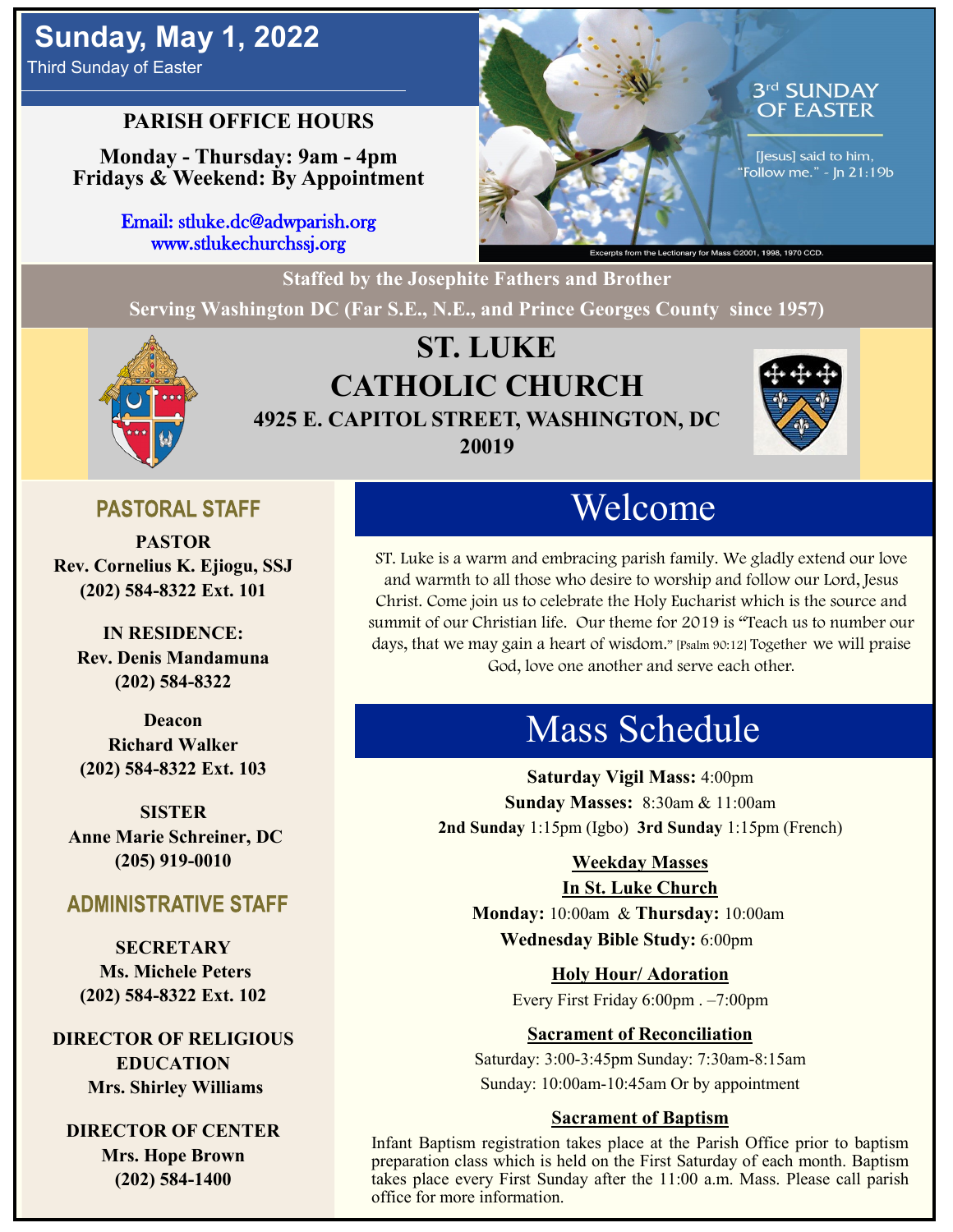# Sunday, May 1, 2022

Third Sunday of Easter

## PARISH OFFICE HOURS

**Monday - Thursday: 9am - 4pm**
**Fridays & Weekend: By Appointment**

Email: stluke.dc@adwparish.org
www.stlukechurchssj.org

3rd SUNDAY OF EASTER

[Jesus] said to him, "Follow me." - Jn 21:19b

Excerpts from the Lectionary for Mass ©2001, 1998, 1970 CCD.

**Staffed by the Josephite Fathers and Brother**
**Serving Washington DC (Far S.E., N.E., and Prince Georges County since 1957)**

# ST. LUKE CATHOLIC CHURCH

**4925 E. CAPITOL STREET, WASHINGTON, DC 20019**

## PASTORAL STAFF

**PASTOR**
**Rev. Cornelius K. Ejiogu, SSJ**
**(202) 584-8322 Ext. 101**

**IN RESIDENCE:**
**Rev. Denis Mandamuna**
**(202) 584-8322**

**Deacon**
**Richard Walker**
**(202) 584-8322 Ext. 103**

**SISTER**
**Anne Marie Schreiner, DC**
**(205) 919-0010**

## ADMINISTRATIVE STAFF

**SECRETARY**
**Ms. Michele Peters**
**(202) 584-8322 Ext. 102**

**DIRECTOR OF RELIGIOUS EDUCATION**
**Mrs. Shirley Williams**

**DIRECTOR OF CENTER**
**Mrs. Hope Brown**
**(202) 584-1400**

## Welcome

ST. Luke is a warm and embracing parish family. We gladly extend our love and warmth to all those who desire to worship and follow our Lord, Jesus Christ. Come join us to celebrate the Holy Eucharist which is the source and summit of our Christian life. Our theme for 2019 is "Teach us to number our days, that we may gain a heart of wisdom." [Psalm 90:12] Together we will praise God, love one another and serve each other.

## Mass Schedule

**Saturday Vigil Mass:** 4:00pm
**Sunday Masses:** 8:30am & 11:00am
**2nd Sunday** 1:15pm (Igbo) **3rd Sunday** 1:15pm (French)

**Weekday Masses**
**In St. Luke Church**
**Monday:** 10:00am & **Thursday:** 10:00am
**Wednesday Bible Study:** 6:00pm

**Holy Hour/ Adoration**
Every First Friday 6:00pm . –7:00pm

**Sacrament of Reconciliation**
Saturday: 3:00-3:45pm Sunday: 7:30am-8:15am
Sunday: 10:00am-10:45am Or by appointment

**Sacrament of Baptism**
Infant Baptism registration takes place at the Parish Office prior to baptism preparation class which is held on the First Saturday of each month. Baptism takes place every First Sunday after the 11:00 a.m. Mass. Please call parish office for more information.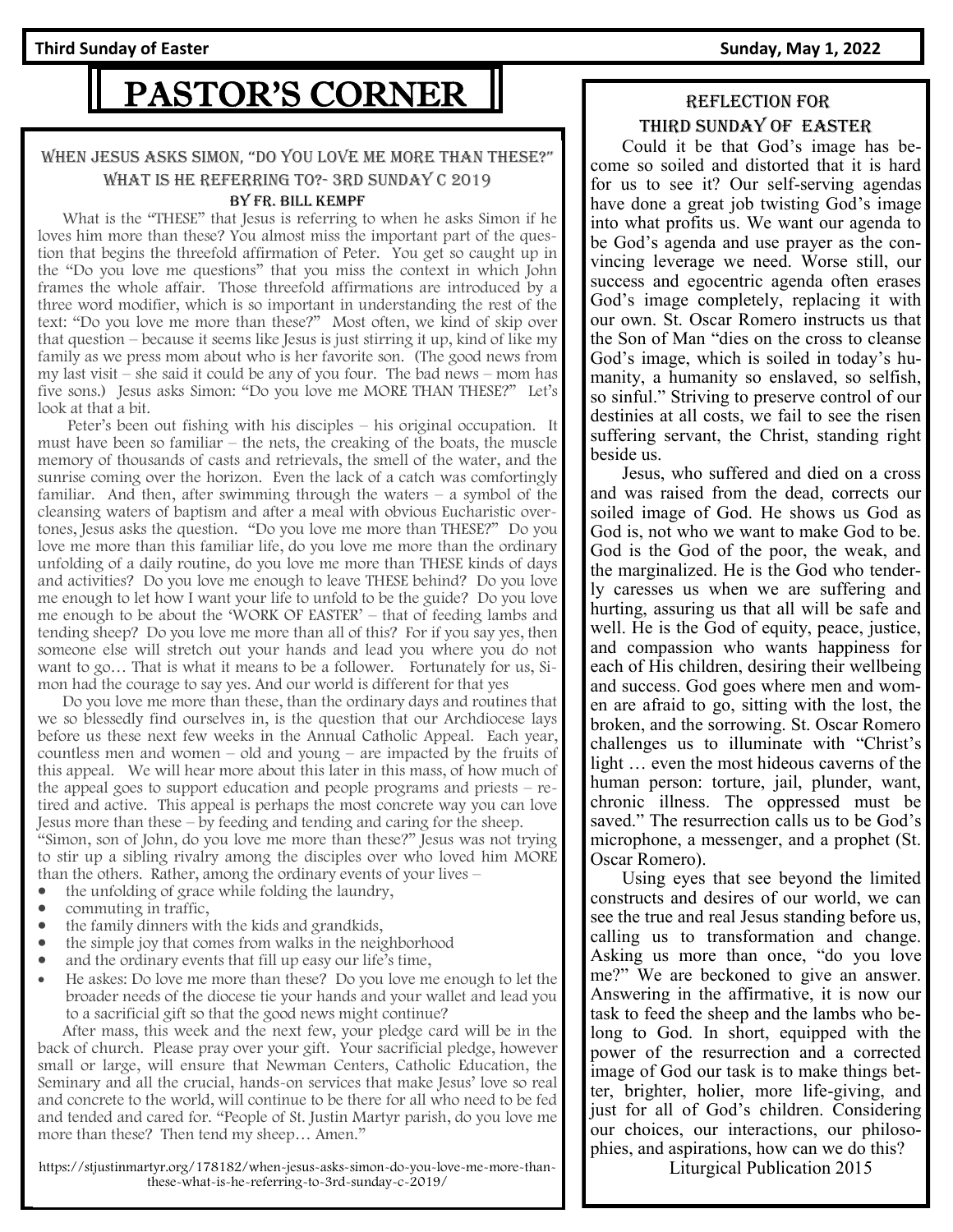# PASTOR'S CORNER

## When Jesus Asks Simon, "Do You Love Me More Than These?" What Is He Referring To?- 3rd Sunday C 2019

### By Fr. Bill Kempf

What is the "THESE" that Jesus is referring to when he asks Simon if he loves him more than these? You almost miss the important part of the question that begins the threefold affirmation of Peter. You get so caught up in the "Do you love me questions" that you miss the context in which John frames the whole affair. Those threefold affirmations are introduced by a three word modifier, which is so important in understanding the rest of the text: "Do you love me more than these?" Most often, we kind of skip over that question – because it seems like Jesus is just stirring it up, kind of like my family as we press mom about who is her favorite son. (The good news from my last visit – she said it could be any of you four. The bad news – mom has five sons.) Jesus asks Simon: "Do you love me MORE THAN THESE?" Let's look at that a bit.

Peter's been out fishing with his disciples – his original occupation. It must have been so familiar – the nets, the creaking of the boats, the muscle memory of thousands of casts and retrievals, the smell of the water, and the sunrise coming over the horizon. Even the lack of a catch was comfortingly familiar. And then, after swimming through the waters – a symbol of the cleansing waters of baptism and after a meal with obvious Eucharistic overtones, Jesus asks the question. "Do you love me more than THESE?" Do you love me more than this familiar life, do you love me more than the ordinary unfolding of a daily routine, do you love me more than THESE kinds of days and activities? Do you love me enough to leave THESE behind? Do you love me enough to let how I want your life to unfold to be the guide? Do you love me enough to be about the 'WORK OF EASTER' – that of feeding lambs and tending sheep? Do you love me more than all of this? For if you say yes, then someone else will stretch out your hands and lead you where you do not want to go… That is what it means to be a follower. Fortunately for us, Simon had the courage to say yes. And our world is different for that yes

Do you love me more than these, than the ordinary days and routines that we so blessedly find ourselves in, is the question that our Archdiocese lays before us these next few weeks in the Annual Catholic Appeal. Each year, countless men and women – old and young – are impacted by the fruits of this appeal. We will hear more about this later in this mass, of how much of the appeal goes to support education and people programs and priests – retired and active. This appeal is perhaps the most concrete way you can love Jesus more than these – by feeding and tending and caring for the sheep.

"Simon, son of John, do you love me more than these?" Jesus was not trying to stir up a sibling rivalry among the disciples over who loved him MORE than the others. Rather, among the ordinary events of your lives –

- the unfolding of grace while folding the laundry,
- commuting in traffic,
- the family dinners with the kids and grandkids,
- the simple joy that comes from walks in the neighborhood
- and the ordinary events that fill up easy our life's time,
- He askes: Do love me more than these? Do you love me enough to let the broader needs of the diocese tie your hands and your wallet and lead you to a sacrificial gift so that the good news might continue?

After mass, this week and the next few, your pledge card will be in the back of church. Please pray over your gift. Your sacrificial pledge, however small or large, will ensure that Newman Centers, Catholic Education, the Seminary and all the crucial, hands-on services that make Jesus' love so real and concrete to the world, will continue to be there for all who need to be fed and tended and cared for. "People of St. Justin Martyr parish, do you love me more than these? Then tend my sheep… Amen."

https://stjustinmartyr.org/178182/when-jesus-asks-simon-do-you-love-me-more-than-these-what-is-he-referring-to-3rd-sunday-c-2019/

## Reflection for Third Sunday of Easter

Could it be that God's image has become so soiled and distorted that it is hard for us to see it? Our self-serving agendas have done a great job twisting God's image into what profits us. We want our agenda to be God's agenda and use prayer as the convincing leverage we need. Worse still, our success and egocentric agenda often erases God's image completely, replacing it with our own. St. Oscar Romero instructs us that the Son of Man "dies on the cross to cleanse God's image, which is soiled in today's humanity, a humanity so enslaved, so selfish, so sinful." Striving to preserve control of our destinies at all costs, we fail to see the risen suffering servant, the Christ, standing right beside us.

Jesus, who suffered and died on a cross and was raised from the dead, corrects our soiled image of God. He shows us God as God is, not who we want to make God to be. God is the God of the poor, the weak, and the marginalized. He is the God who tenderly caresses us when we are suffering and hurting, assuring us that all will be safe and well. He is the God of equity, peace, justice, and compassion who wants happiness for each of His children, desiring their wellbeing and success. God goes where men and women are afraid to go, sitting with the lost, the broken, and the sorrowing. St. Oscar Romero challenges us to illuminate with "Christ's light … even the most hideous caverns of the human person: torture, jail, plunder, want, chronic illness. The oppressed must be saved." The resurrection calls us to be God's microphone, a messenger, and a prophet (St. Oscar Romero).

Using eyes that see beyond the limited constructs and desires of our world, we can see the true and real Jesus standing before us, calling us to transformation and change. Asking us more than once, "do you love me?" We are beckoned to give an answer. Answering in the affirmative, it is now our task to feed the sheep and the lambs who belong to God. In short, equipped with the power of the resurrection and a corrected image of God our task is to make things better, brighter, holier, more life-giving, and just for all of God's children. Considering our choices, our interactions, our philosophies, and aspirations, how can we do this?

Liturgical Publication 2015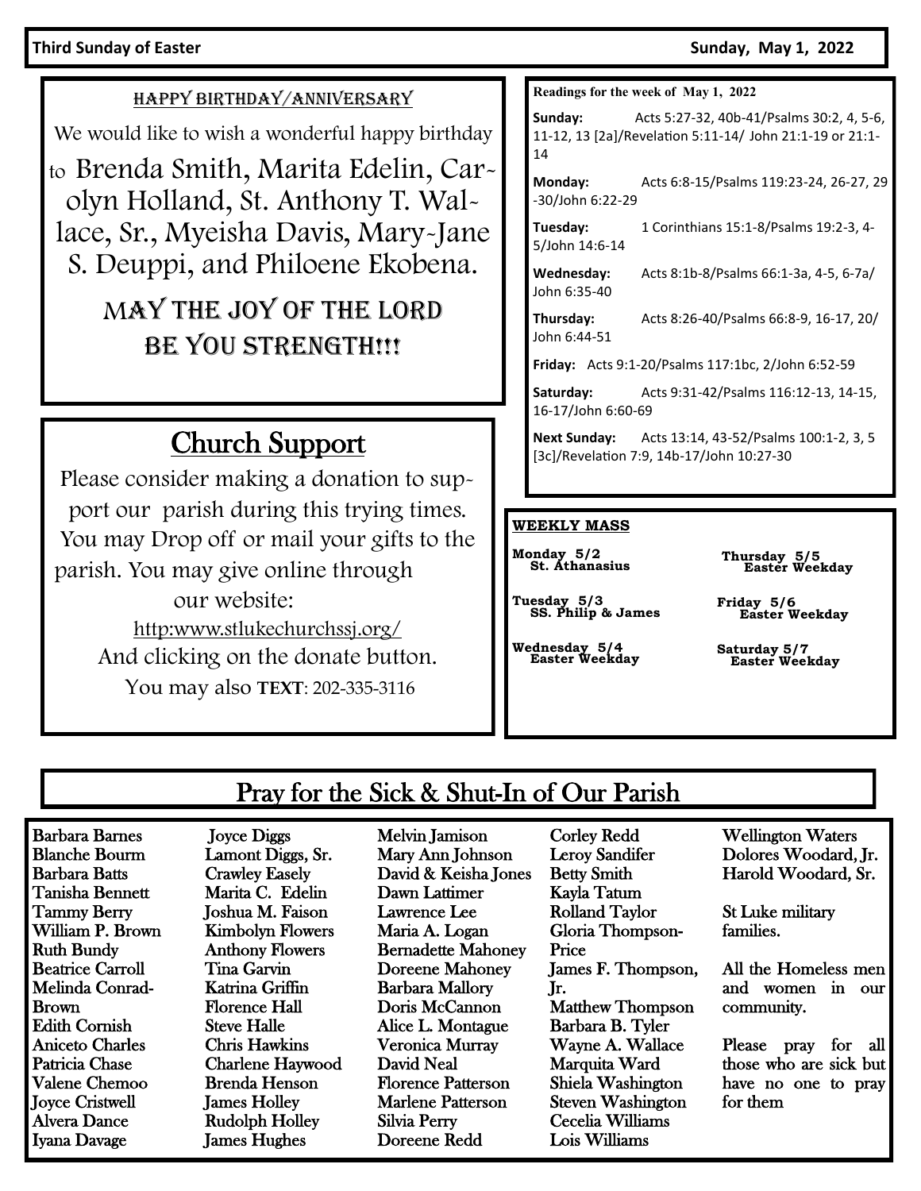**Third Sunday of Easter** **Sunday, May 1, 2022**

## HAPPY BIRTHDAY/ANNIVERSARY

We would like to wish a wonderful happy birthday to Brenda Smith, Marita Edelin, Carolyn Holland, St. Anthony T. Wallace, Sr., Myeisha Davis, Mary-Jane S. Deuppi, and Philoene Ekobena.

MAY THE JOY OF THE LORD BE YOU STRENGTH!!!

## Church Support

Please consider making a donation to support our parish during this trying times. You may Drop off or mail your gifts to the parish. You may give online through our website:

http:www.stlukechurchssj.org/

And clicking on the donate button.

You may also **TEXT**: 202-335-3116

**Readings for the week of May 1, 2022**

**Sunday:** Acts 5:27-32, 40b-41/Psalms 30:2, 4, 5-6, 11-12, 13 [2a]/Revelation 5:11-14/ John 21:1-19 or 21:1-14

**Monday:** Acts 6:8-15/Psalms 119:23-24, 26-27, 29-30/John 6:22-29

**Tuesday:** 1 Corinthians 15:1-8/Psalms 19:2-3, 4-5/John 14:6-14

**Wednesday:** Acts 8:1b-8/Psalms 66:1-3a, 4-5, 6-7a/ John 6:35-40

**Thursday:** Acts 8:26-40/Psalms 66:8-9, 16-17, 20/ John 6:44-51

**Friday:** Acts 9:1-20/Psalms 117:1bc, 2/John 6:52-59

**Saturday:** Acts 9:31-42/Psalms 116:12-13, 14-15, 16-17/John 6:60-69

**Next Sunday:** Acts 13:14, 43-52/Psalms 100:1-2, 3, 5 [3c]/Revelation 7:9, 14b-17/John 10:27-30

**WEEKLY MASS**

**Monday 5/2**
St. Athanasius

**Tuesday 5/3**
SS. Philip & James

**Wednesday 5/4**
Easter Weekday

**Thursday 5/5**
Easter Weekday

**Friday 5/6**
Easter Weekday

**Saturday 5/7**
Easter Weekday

## Pray for the Sick & Shut-In of Our Parish

Barbara Barnes
Blanche Bourm
Barbara Batts
Tanisha Bennett
Tammy Berry
William P. Brown
Ruth Bundy
Beatrice Carroll
Melinda Conrad-Brown
Edith Cornish
Aniceto Charles
Patricia Chase
Valene Chemoo
Joyce Cristwell
Alvera Dance
Iyana Davage
Joyce Diggs
Lamont Diggs, Sr.
Crawley Easely
Marita C. Edelin
Joshua M. Faison
Kimbolyn Flowers
Anthony Flowers
Tina Garvin
Katrina Griffin
Florence Hall
Steve Halle
Chris Hawkins
Charlene Haywood
Brenda Henson
James Holley
Rudolph Holley
James Hughes
Melvin Jamison
Mary Ann Johnson
David & Keisha Jones
Dawn Lattimer
Lawrence Lee
Maria A. Logan
Bernadette Mahoney
Doreene Mahoney
Barbara Mallory
Doris McCannon
Alice L. Montague
Veronica Murray
David Neal
Florence Patterson
Marlene Patterson
Silvia Perry
Doreene Redd
Corley Redd
Leroy Sandifer
Betty Smith
Kayla Tatum
Rolland Taylor
Gloria Thompson-Price
James F. Thompson, Jr.
Matthew Thompson
Barbara B. Tyler
Wayne A. Wallace
Marquita Ward
Shiela Washington
Steven Washington
Cecelia Williams
Lois Williams
Wellington Waters
Dolores Woodard, Jr.
Harold Woodard, Sr.

St Luke military families.

All the Homeless men and women in our community.

Please pray for all those who are sick but have no one to pray for them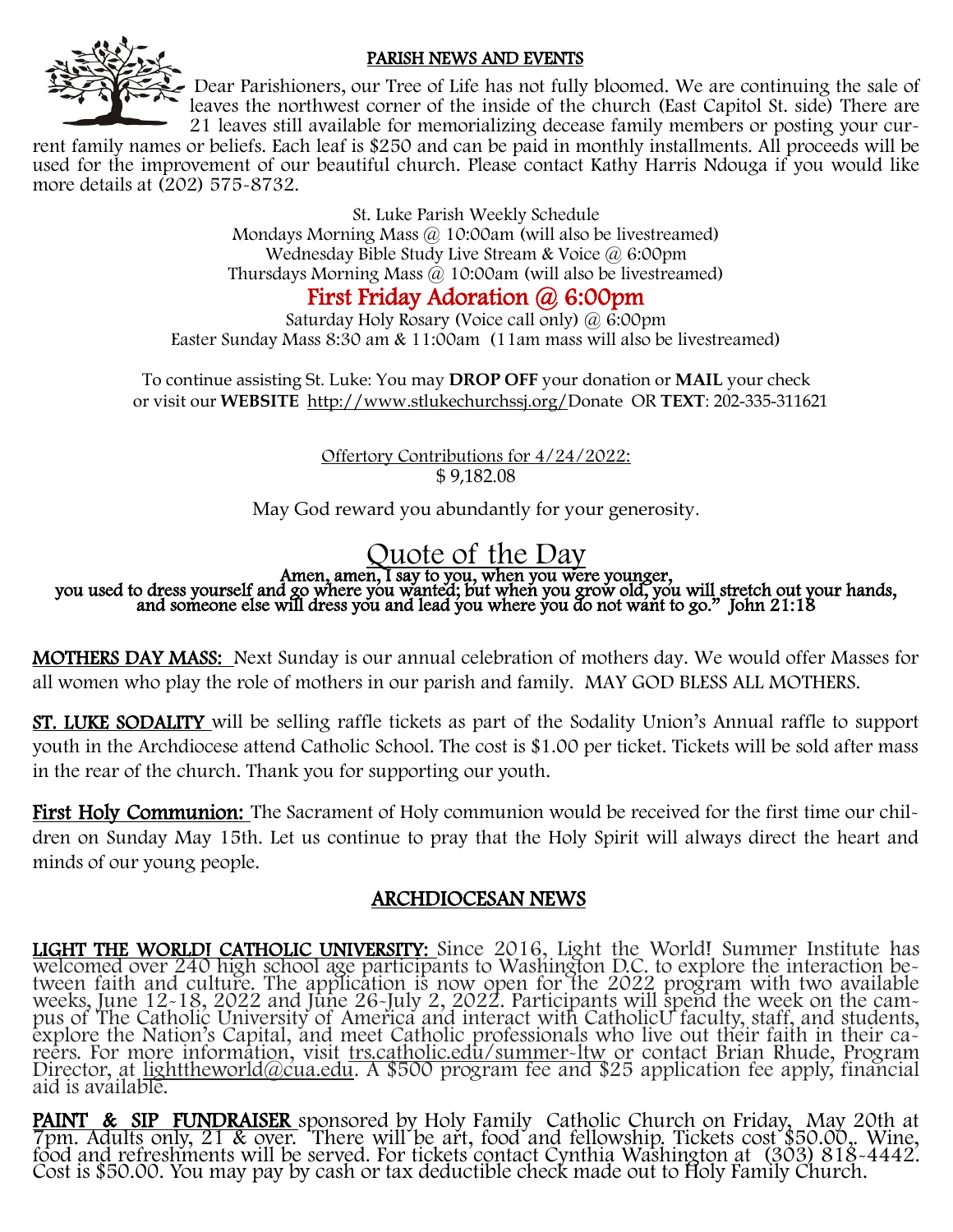## PARISH NEWS AND EVENTS

Dear Parishioners, our Tree of Life has not fully bloomed. We are continuing the sale of leaves the northwest corner of the inside of the church (East Capitol St. side) There are 21 leaves still available for memorializing decease family members or posting your current family names or beliefs. Each leaf is $250 and can be paid in monthly installments. All proceeds will be used for the improvement of our beautiful church. Please contact Kathy Harris Ndouga if you would like more details at (202) 575-8732.

St. Luke Parish Weekly Schedule
Mondays Morning Mass @ 10:00am (will also be livestreamed)
Wednesday Bible Study Live Stream & Voice @ 6:00pm
Thursdays Morning Mass @ 10:00am (will also be livestreamed)

**First Friday Adoration @ 6:00pm**

Saturday Holy Rosary (Voice call only) @ 6:00pm
Easter Sunday Mass 8:30 am & 11:00am (11am mass will also be livestreamed)

To continue assisting St. Luke: You may **DROP OFF** your donation or **MAIL** your check or visit our **WEBSITE** http://www.stlukechurchssj.org/Donate OR **TEXT**: 202-335-311621

Offertory Contributions for 4/24/2022:
$ 9,182.08

May God reward you abundantly for your generosity.

## Quote of the Day

**Amen, amen, I say to you, when you were younger, you used to dress yourself and go where you wanted; but when you grow old, you will stretch out your hands, and someone else will dress you and lead you where you do not want to go." John 21:18**

**MOTHERS DAY MASS:** Next Sunday is our annual celebration of mothers day. We would offer Masses for all women who play the role of mothers in our parish and family. MAY GOD BLESS ALL MOTHERS.

**ST. LUKE SODALITY** will be selling raffle tickets as part of the Sodality Union's Annual raffle to support youth in the Archdiocese attend Catholic School. The cost is $1.00 per ticket. Tickets will be sold after mass in the rear of the church. Thank you for supporting our youth.

**First Holy Communion:** The Sacrament of Holy communion would be received for the first time our children on Sunday May 15th. Let us continue to pray that the Holy Spirit will always direct the heart and minds of our young people.

## ARCHDIOCESAN NEWS

**LIGHT THE WORLD! CATHOLIC UNIVERSITY:** Since 2016, Light the World! Summer Institute has welcomed over 240 high school age participants to Washington D.C. to explore the interaction between faith and culture. The application is now open for the 2022 program with two available weeks, June 12-18, 2022 and June 26-July 2, 2022. Participants will spend the week on the campus of The Catholic University of America and interact with CatholicU faculty, staff, and students, explore the Nation's Capital, and meet Catholic professionals who live out their faith in their careers. For more information, visit trs.catholic.edu/summer-ltw or contact Brian Rhude, Program Director, at lighttheworld@cua.edu. A $500 program fee and $25 application fee apply, financial aid is available.

**PAINT & SIP FUNDRAISER** sponsored by Holy Family Catholic Church on Friday, May 20th at 7pm. Adults only, 21 & over. There will be art, food and fellowship. Tickets cost $50.00,. Wine, food and refreshments will be served. For tickets contact Cynthia Washington at (303) 818-4442. Cost is $50.00. You may pay by cash or tax deductible check made out to Holy Family Church.